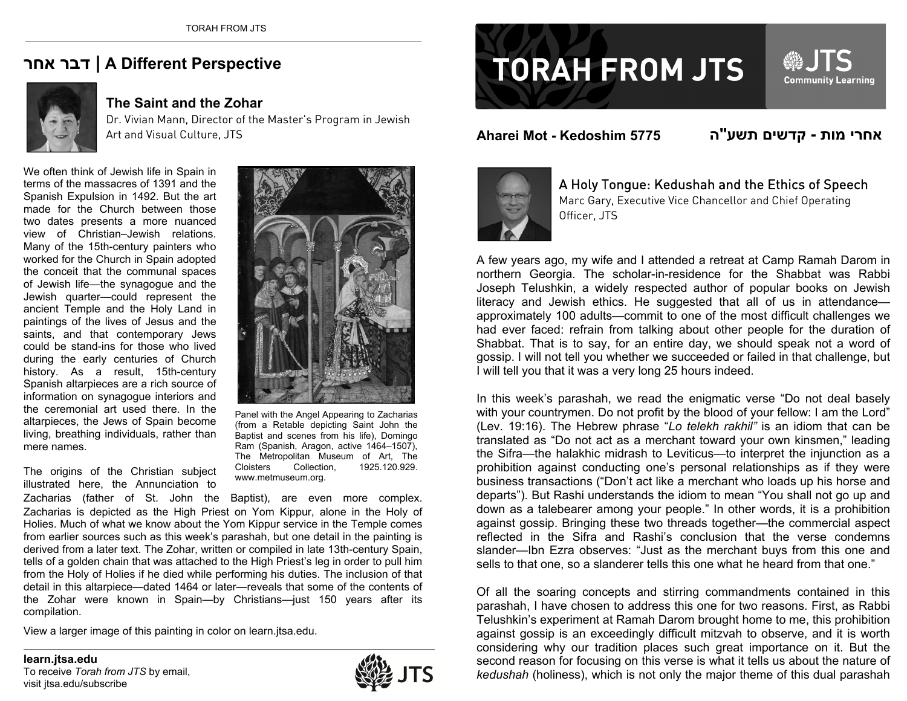# TORAH FROM JTS

**Aharei Mot - Kedoshim 5775** אחרי מות - קדשים תשע"ה

## A Holy Tongue: Kedushah and the Ethics of Speech

Marc Gary, Executive Vice Chancellor and Chief Operating Officer, JTS

A few years ago, my wife and I attended a retreat at Camp Ramah Darom in northern Georgia. The scholar-in-residence for the Shabbat was Rabbi Joseph Telushkin, a widely respected author of popular books on Jewish literacy and Jewish ethics. He suggested that all of us in attendance—approximately 100 adults—commit to one of the most difficult challenges we had ever faced: refrain from talking about other people for the duration of Shabbat. That is to say, for an entire day, we should speak not a word of gossip. I will not tell you whether we succeeded or failed in that challenge, but I will tell you that it was a very long 25 hours indeed.

In this week's parashah, we read the enigmatic verse "Do not deal basely with your countrymen. Do not profit by the blood of your fellow: I am the Lord" (Lev. 19:16). The Hebrew phrase "*Lo telekh rakhil"* is an idiom that can be translated as "Do not act as a merchant toward your own kinsmen," leading the Sifra—the halakhic midrash to Leviticus—to interpret the injunction as a prohibition against conducting one's personal relationships as if they were business transactions ("Don't act like a merchant who loads up his horse and departs"). But Rashi understands the idiom to mean "You shall not go up and down as a talebearer among your people." In other words, it is a prohibition against gossip. Bringing these two threads together—the commercial aspect reflected in the Sifra and Rashi's conclusion that the verse condemns slander—Ibn Ezra observes: "Just as the merchant buys from this one and sells to that one, so a slanderer tells this one what he heard from that one."

Of all the soaring concepts and stirring commandments contained in this parashah, I have chosen to address this one for two reasons. First, as Rabbi Telushkin's experiment at Ramah Darom brought home to me, this prohibition against gossip is an exceedingly difficult mitzvah to observe, and it is worth considering why our tradition places such great importance on it. But the second reason for focusing on this verse is what it tells us about the nature of *kedushah* (holiness), which is not only the major theme of this dual parashah

---

## דבר אחר | A Different Perspective

### The Saint and the Zohar

Dr. Vivian Mann, Director of the Master's Program in Jewish Art and Visual Culture, JTS

We often think of Jewish life in Spain in terms of the massacres of 1391 and the Spanish Expulsion in 1492. But the art made for the Church between those two dates presents a more nuanced view of Christian–Jewish relations. Many of the 15th-century painters who worked for the Church in Spain adopted the conceit that the communal spaces of Jewish life—the synagogue and the Jewish quarter—could represent the ancient Temple and the Holy Land in paintings of the lives of Jesus and the saints, and that contemporary Jews could be stand-ins for those who lived during the early centuries of Church history. As a result, 15th-century Spanish altarpieces are a rich source of information on synagogue interiors and the ceremonial art used there. In the altarpieces, the Jews of Spain become living, breathing individuals, rather than mere names.

Panel with the Angel Appearing to Zacharias (from a Retable depicting Saint John the Baptist and scenes from his life), Domingo Ram (Spanish, Aragon, active 1464–1507), The Metropolitan Museum of Art, The Cloisters Collection, 1925.120.929. www.metmuseum.org.

The origins of the Christian subject illustrated here, the Annunciation to Zacharias (father of St. John the Baptist), are even more complex. Zacharias is depicted as the High Priest on Yom Kippur, alone in the Holy of Holies. Much of what we know about the Yom Kippur service in the Temple comes from earlier sources such as this week's parashah, but one detail in the painting is derived from a later text. The Zohar, written or compiled in late 13th-century Spain, tells of a golden chain that was attached to the High Priest's leg in order to pull him from the Holy of Holies if he died while performing his duties. The inclusion of that detail in this altarpiece—dated 1464 or later—reveals that some of the contents of the Zohar were known in Spain—by Christians—just 150 years after its compilation.

View a larger image of this painting in color on learn.jtsa.edu.

**learn.jtsa.edu**
To receive *Torah from JTS* by email, visit jtsa.edu/subscribe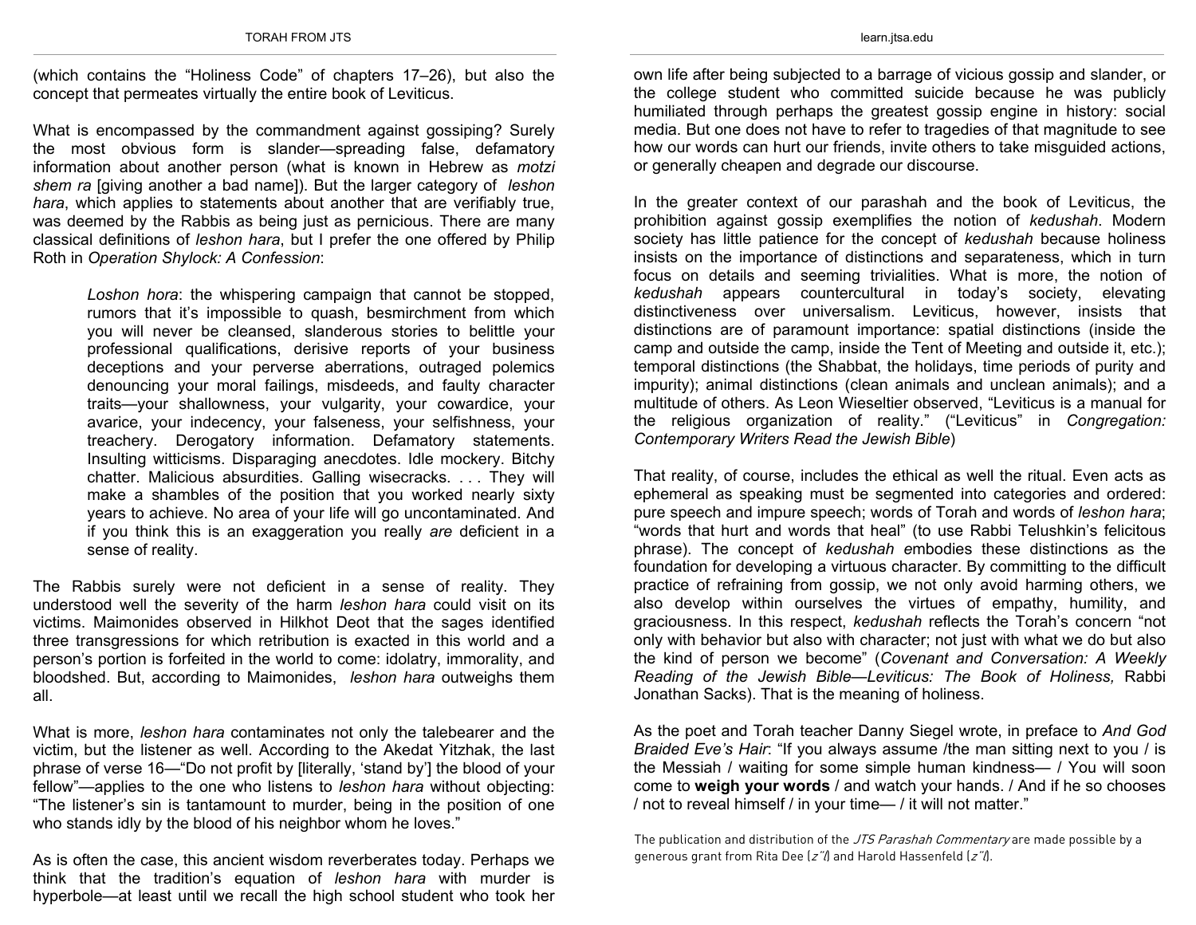(which contains the "Holiness Code" of chapters 17–26), but also the concept that permeates virtually the entire book of Leviticus.

What is encompassed by the commandment against gossiping? Surely the most obvious form is slander—spreading false, defamatory information about another person (what is known in Hebrew as *motzi shem ra* [giving another a bad name]). But the larger category of *leshon hara*, which applies to statements about another that are verifiably true, was deemed by the Rabbis as being just as pernicious. There are many classical definitions of *leshon hara*, but I prefer the one offered by Philip Roth in *Operation Shylock: A Confession*:

> *Loshon hora*: the whispering campaign that cannot be stopped, rumors that it's impossible to quash, besmirchment from which you will never be cleansed, slanderous stories to belittle your professional qualifications, derisive reports of your business deceptions and your perverse aberrations, outraged polemics denouncing your moral failings, misdeeds, and faulty character traits—your shallowness, your vulgarity, your cowardice, your avarice, your indecency, your falseness, your selfishness, your treachery. Derogatory information. Defamatory statements. Insulting witticisms. Disparaging anecdotes. Idle mockery. Bitchy chatter. Malicious absurdities. Galling wisecracks. . . . They will make a shambles of the position that you worked nearly sixty years to achieve. No area of your life will go uncontaminated. And if you think this is an exaggeration you really *are* deficient in a sense of reality.

The Rabbis surely were not deficient in a sense of reality. They understood well the severity of the harm *leshon hara* could visit on its victims. Maimonides observed in Hilkhot Deot that the sages identified three transgressions for which retribution is exacted in this world and a person's portion is forfeited in the world to come: idolatry, immorality, and bloodshed. But, according to Maimonides, *leshon hara* outweighs them all.

What is more, *leshon hara* contaminates not only the talebearer and the victim, but the listener as well. According to the Akedat Yitzhak, the last phrase of verse 16—"Do not profit by [literally, 'stand by'] the blood of your fellow"—applies to the one who listens to *leshon hara* without objecting: "The listener's sin is tantamount to murder, being in the position of one who stands idly by the blood of his neighbor whom he loves."

As is often the case, this ancient wisdom reverberates today. Perhaps we think that the tradition's equation of *leshon hara* with murder is hyperbole—at least until we recall the high school student who took her own life after being subjected to a barrage of vicious gossip and slander, or the college student who committed suicide because he was publicly humiliated through perhaps the greatest gossip engine in history: social media. But one does not have to refer to tragedies of that magnitude to see how our words can hurt our friends, invite others to take misguided actions, or generally cheapen and degrade our discourse.

In the greater context of our parashah and the book of Leviticus, the prohibition against gossip exemplifies the notion of *kedushah*. Modern society has little patience for the concept of *kedushah* because holiness insists on the importance of distinctions and separateness, which in turn focus on details and seeming trivialities. What is more, the notion of *kedushah* appears countercultural in today's society, elevating distinctiveness over universalism. Leviticus, however, insists that distinctions are of paramount importance: spatial distinctions (inside the camp and outside the camp, inside the Tent of Meeting and outside it, etc.); temporal distinctions (the Shabbat, the holidays, time periods of purity and impurity); animal distinctions (clean animals and unclean animals); and a multitude of others. As Leon Wieseltier observed, "Leviticus is a manual for the religious organization of reality." ("Leviticus" in *Congregation: Contemporary Writers Read the Jewish Bible*)

That reality, of course, includes the ethical as well the ritual. Even acts as ephemeral as speaking must be segmented into categories and ordered: pure speech and impure speech; words of Torah and words of *leshon hara*; "words that hurt and words that heal" (to use Rabbi Telushkin's felicitous phrase). The concept of *kedushah* embodies these distinctions as the foundation for developing a virtuous character. By committing to the difficult practice of refraining from gossip, we not only avoid harming others, we also develop within ourselves the virtues of empathy, humility, and graciousness. In this respect, *kedushah* reflects the Torah's concern "not only with behavior but also with character; not just with what we do but also the kind of person we become" (*Covenant and Conversation: A Weekly Reading of the Jewish Bible—Leviticus: The Book of Holiness,* Rabbi Jonathan Sacks). That is the meaning of holiness.

As the poet and Torah teacher Danny Siegel wrote, in preface to *And God Braided Eve's Hair*: "If you always assume /the man sitting next to you / is the Messiah / waiting for some simple human kindness— / You will soon come to **weigh your words** / and watch your hands. / And if he so chooses / not to reveal himself / in your time— / it will not matter."

The publication and distribution of the *JTS Parashah Commentary* are made possible by a generous grant from Rita Dee (z"l) and Harold Hassenfeld (z"l).